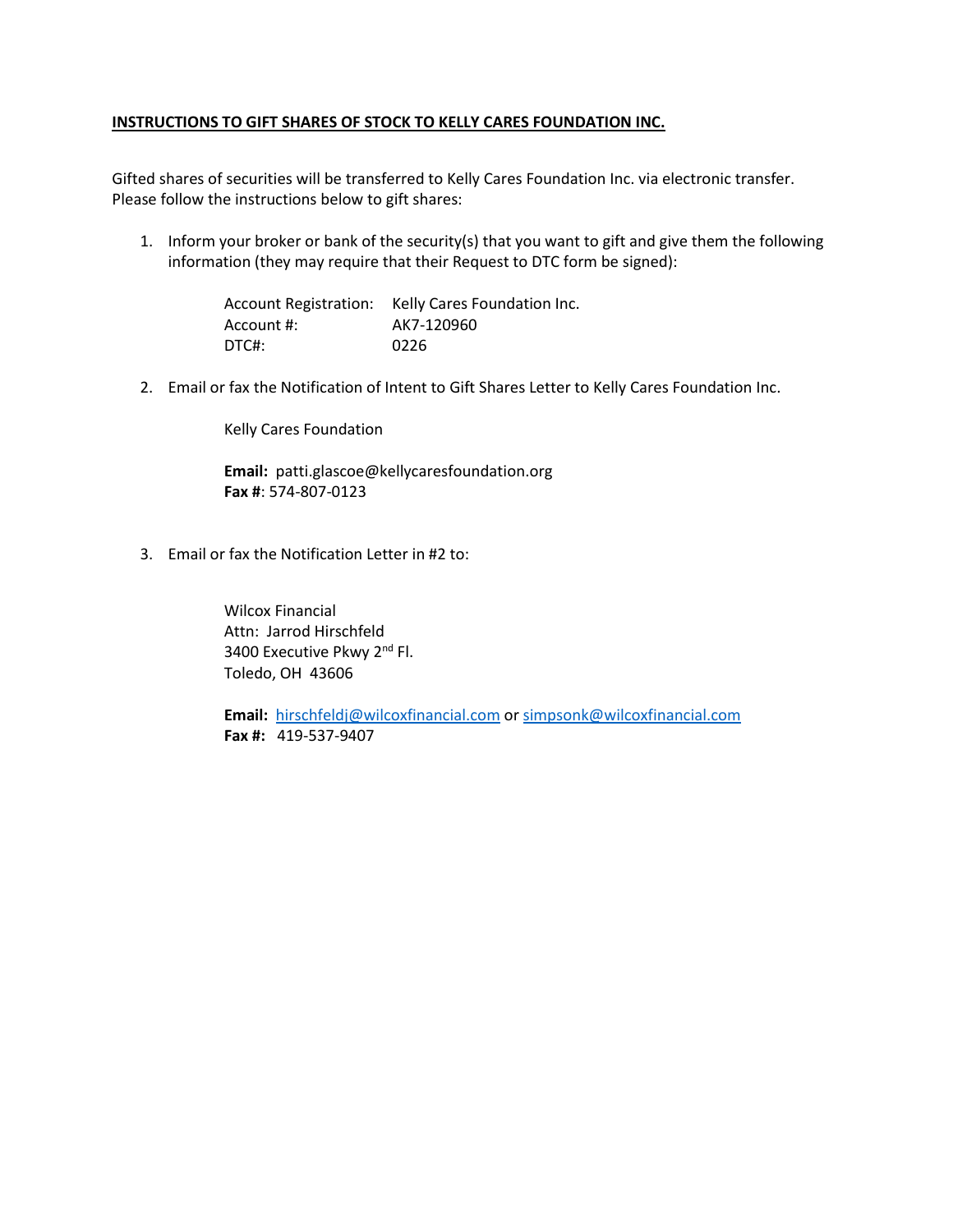**INSTRUCTIONS TO GIFT SHARES OF STOCK TO KELLY CARES FOUNDATION INC.**

Gifted shares of securities will be transferred to Kelly Cares Foundation Inc. via electronic transfer. Please follow the instructions below to gift shares:

1. Inform your broker or bank of the security(s) that you want to gift and give them the following information (they may require that their Request to DTC form be signed):

   Account Registration: Kelly Cares Foundation Inc.
   Account #: AK7-120960
   DTC#: 0226

2. Email or fax the Notification of Intent to Gift Shares Letter to Kelly Cares Foundation Inc.

   Kelly Cares Foundation

   **Email:** patti.glascoe@kellycaresfoundation.org
   **Fax #**: 574-807-0123

3. Email or fax the Notification Letter in #2 to:

   Wilcox Financial
   Attn: Jarrod Hirschfeld
   3400 Executive Pkwy 2nd Fl.
   Toledo, OH 43606

   **Email:** hirschfeldj@wilcoxfinancial.com or simpsonk@wilcoxfinancial.com
   **Fax #:** 419-537-9407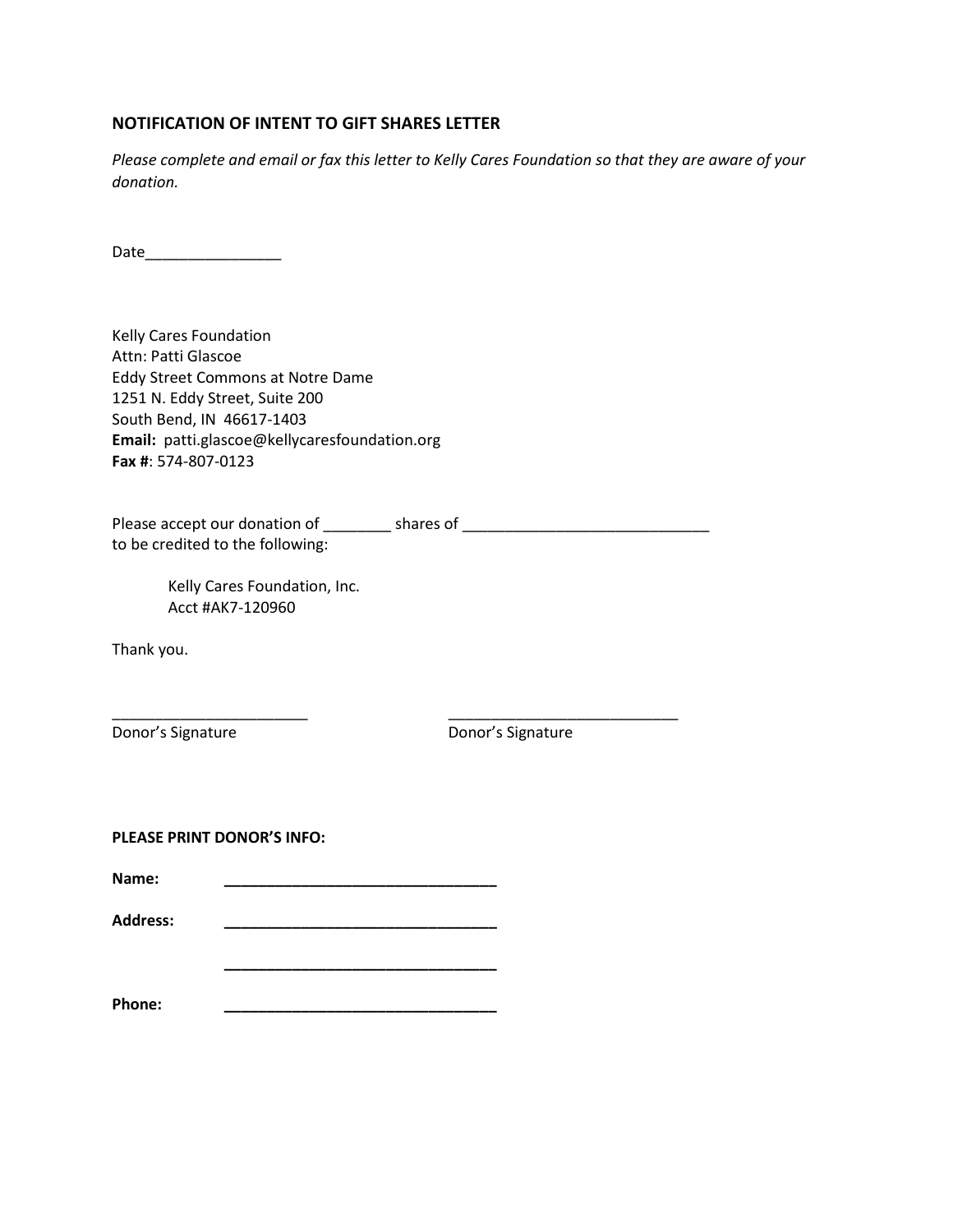## NOTIFICATION OF INTENT TO GIFT SHARES LETTER

*Please complete and email or fax this letter to Kelly Cares Foundation so that they are aware of your donation.*

Date________________

Kelly Cares Foundation
Attn: Patti Glascoe
Eddy Street Commons at Notre Dame
1251 N. Eddy Street, Suite 200
South Bend, IN 46617-1403
**Email:** patti.glascoe@kellycaresfoundation.org
**Fax #**: 574-807-0123

Please accept our donation of ________ shares of ______________________________
to be credited to the following:

Kelly Cares Foundation, Inc.
Acct #AK7-120960

Thank you.

________________________ ____________________________
Donor's Signature Donor's Signature

**PLEASE PRINT DONOR'S INFO:**

**Name:** ________________________________

**Address:** ________________________________

________________________________

**Phone:** ________________________________